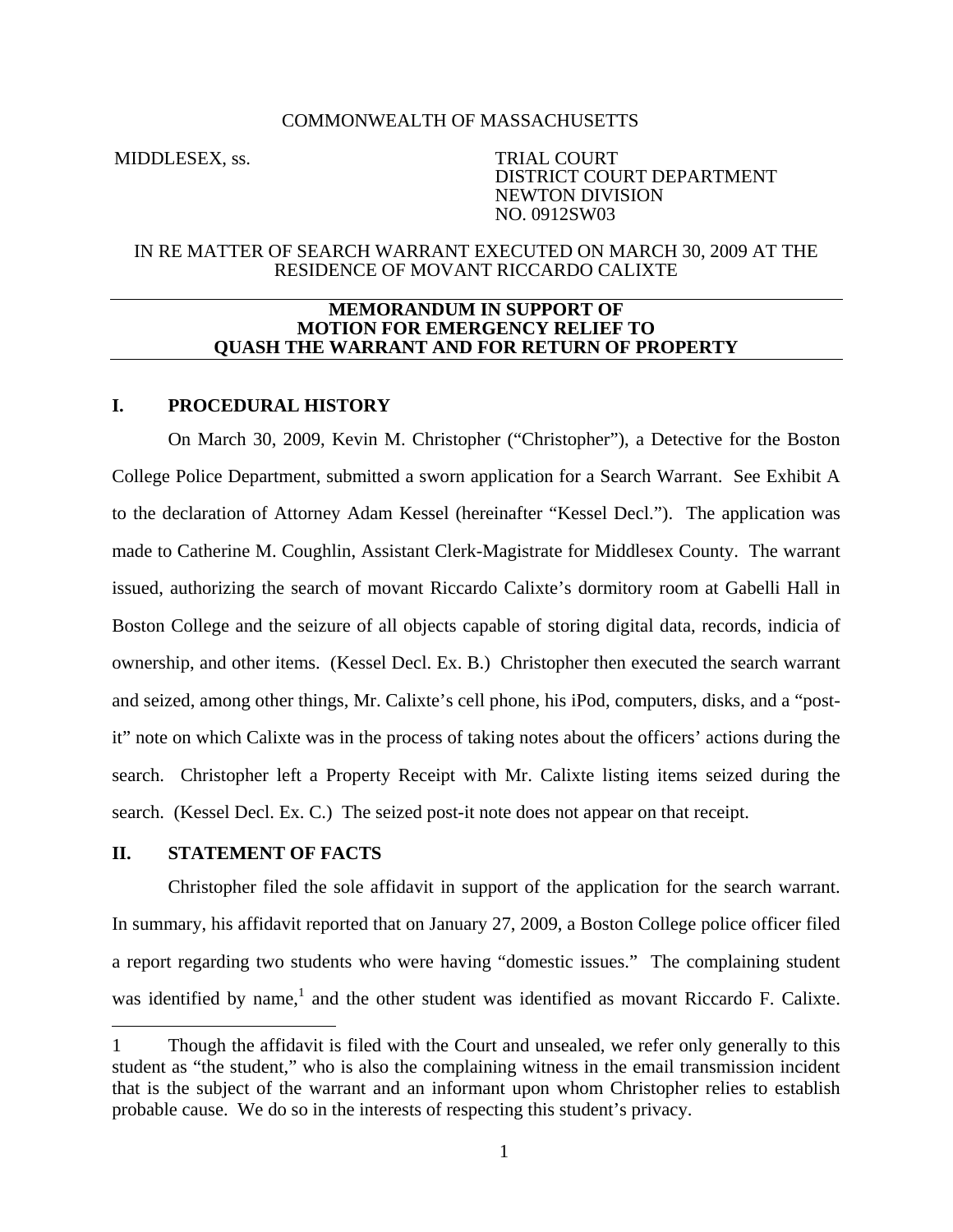COMMONWEALTH OF MASSACHUSETTS

MIDDLESEX, ss.

TRIAL COURT
DISTRICT COURT DEPARTMENT
NEWTON DIVISION
NO. 0912SW03

IN RE MATTER OF SEARCH WARRANT EXECUTED ON MARCH 30, 2009 AT THE RESIDENCE OF MOVANT RICCARDO CALIXTE

**MEMORANDUM IN SUPPORT OF MOTION FOR EMERGENCY RELIEF TO QUASH THE WARRANT AND FOR RETURN OF PROPERTY**

## I. PROCEDURAL HISTORY

On March 30, 2009, Kevin M. Christopher ("Christopher"), a Detective for the Boston College Police Department, submitted a sworn application for a Search Warrant. See Exhibit A to the declaration of Attorney Adam Kessel (hereinafter "Kessel Decl."). The application was made to Catherine M. Coughlin, Assistant Clerk-Magistrate for Middlesex County. The warrant issued, authorizing the search of movant Riccardo Calixte's dormitory room at Gabelli Hall in Boston College and the seizure of all objects capable of storing digital data, records, indicia of ownership, and other items. (Kessel Decl. Ex. B.) Christopher then executed the search warrant and seized, among other things, Mr. Calixte's cell phone, his iPod, computers, disks, and a "post-it" note on which Calixte was in the process of taking notes about the officers' actions during the search. Christopher left a Property Receipt with Mr. Calixte listing items seized during the search. (Kessel Decl. Ex. C.) The seized post-it note does not appear on that receipt.

## II. STATEMENT OF FACTS

Christopher filed the sole affidavit in support of the application for the search warrant. In summary, his affidavit reported that on January 27, 2009, a Boston College police officer filed a report regarding two students who were having "domestic issues." The complaining student was identified by name,[1] and the other student was identified as movant Riccardo F. Calixte.

1 Though the affidavit is filed with the Court and unsealed, we refer only generally to this student as "the student," who is also the complaining witness in the email transmission incident that is the subject of the warrant and an informant upon whom Christopher relies to establish probable cause. We do so in the interests of respecting this student's privacy.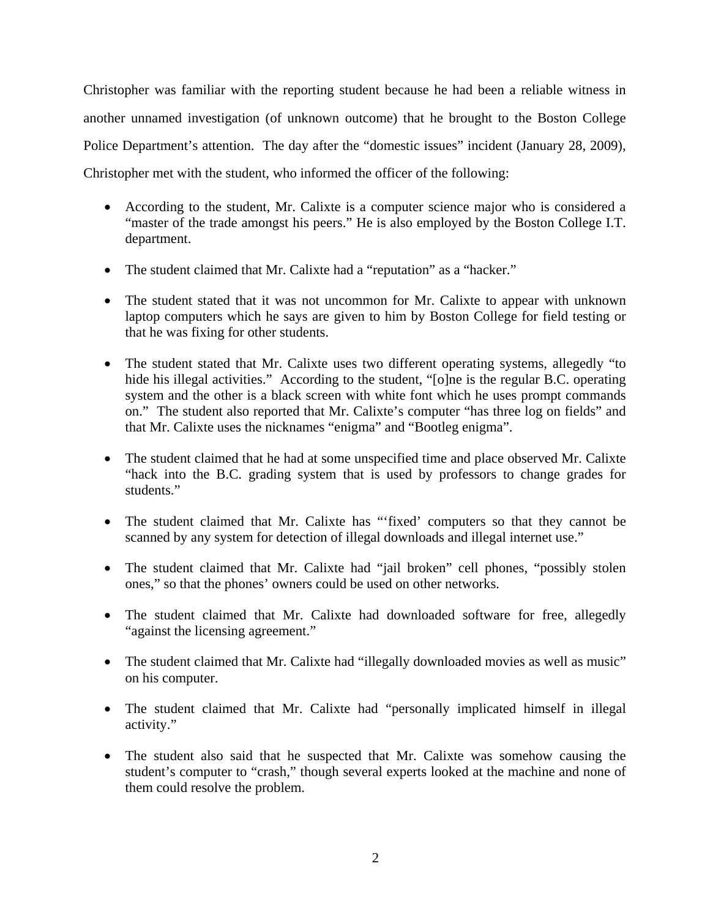Christopher was familiar with the reporting student because he had been a reliable witness in another unnamed investigation (of unknown outcome) that he brought to the Boston College Police Department's attention. The day after the "domestic issues" incident (January 28, 2009), Christopher met with the student, who informed the officer of the following:

- According to the student, Mr. Calixte is a computer science major who is considered a "master of the trade amongst his peers." He is also employed by the Boston College I.T. department.
- The student claimed that Mr. Calixte had a "reputation" as a "hacker."
- The student stated that it was not uncommon for Mr. Calixte to appear with unknown laptop computers which he says are given to him by Boston College for field testing or that he was fixing for other students.
- The student stated that Mr. Calixte uses two different operating systems, allegedly "to hide his illegal activities." According to the student, "[o]ne is the regular B.C. operating system and the other is a black screen with white font which he uses prompt commands on." The student also reported that Mr. Calixte's computer "has three log on fields" and that Mr. Calixte uses the nicknames "enigma" and "Bootleg enigma".
- The student claimed that he had at some unspecified time and place observed Mr. Calixte "hack into the B.C. grading system that is used by professors to change grades for students."
- The student claimed that Mr. Calixte has "'fixed' computers so that they cannot be scanned by any system for detection of illegal downloads and illegal internet use."
- The student claimed that Mr. Calixte had "jail broken" cell phones, "possibly stolen ones," so that the phones' owners could be used on other networks.
- The student claimed that Mr. Calixte had downloaded software for free, allegedly "against the licensing agreement."
- The student claimed that Mr. Calixte had "illegally downloaded movies as well as music" on his computer.
- The student claimed that Mr. Calixte had "personally implicated himself in illegal activity."
- The student also said that he suspected that Mr. Calixte was somehow causing the student's computer to "crash," though several experts looked at the machine and none of them could resolve the problem.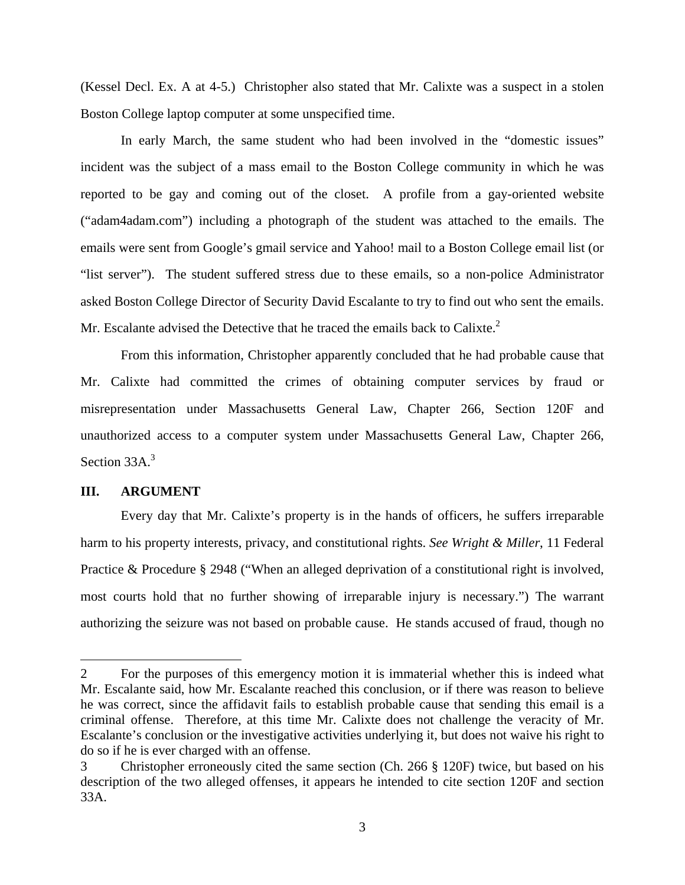(Kessel Decl. Ex. A at 4-5.) Christopher also stated that Mr. Calixte was a suspect in a stolen Boston College laptop computer at some unspecified time.

In early March, the same student who had been involved in the "domestic issues" incident was the subject of a mass email to the Boston College community in which he was reported to be gay and coming out of the closet. A profile from a gay-oriented website ("adam4adam.com") including a photograph of the student was attached to the emails. The emails were sent from Google's gmail service and Yahoo! mail to a Boston College email list (or "list server"). The student suffered stress due to these emails, so a non-police Administrator asked Boston College Director of Security David Escalante to try to find out who sent the emails. Mr. Escalante advised the Detective that he traced the emails back to Calixte.[2]

From this information, Christopher apparently concluded that he had probable cause that Mr. Calixte had committed the crimes of obtaining computer services by fraud or misrepresentation under Massachusetts General Law, Chapter 266, Section 120F and unauthorized access to a computer system under Massachusetts General Law, Chapter 266, Section 33A.[3]

## III. ARGUMENT

Every day that Mr. Calixte's property is in the hands of officers, he suffers irreparable harm to his property interests, privacy, and constitutional rights. *See Wright & Miller*, 11 Federal Practice & Procedure § 2948 ("When an alleged deprivation of a constitutional right is involved, most courts hold that no further showing of irreparable injury is necessary.") The warrant authorizing the seizure was not based on probable cause. He stands accused of fraud, though no

---

2 For the purposes of this emergency motion it is immaterial whether this is indeed what Mr. Escalante said, how Mr. Escalante reached this conclusion, or if there was reason to believe he was correct, since the affidavit fails to establish probable cause that sending this email is a criminal offense. Therefore, at this time Mr. Calixte does not challenge the veracity of Mr. Escalante's conclusion or the investigative activities underlying it, but does not waive his right to do so if he is ever charged with an offense.

3 Christopher erroneously cited the same section (Ch. 266 § 120F) twice, but based on his description of the two alleged offenses, it appears he intended to cite section 120F and section 33A.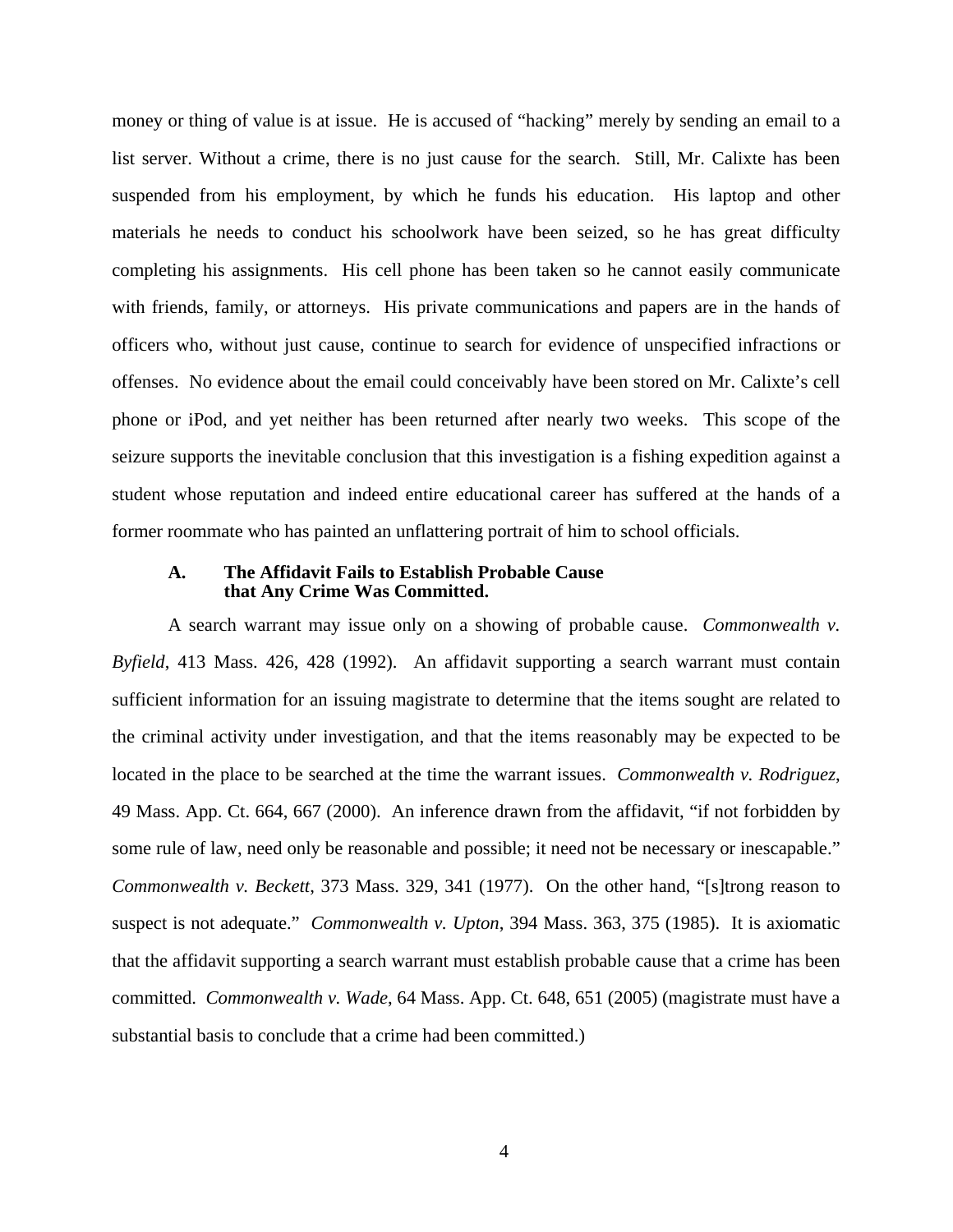money or thing of value is at issue. He is accused of "hacking" merely by sending an email to a list server. Without a crime, there is no just cause for the search. Still, Mr. Calixte has been suspended from his employment, by which he funds his education. His laptop and other materials he needs to conduct his schoolwork have been seized, so he has great difficulty completing his assignments. His cell phone has been taken so he cannot easily communicate with friends, family, or attorneys. His private communications and papers are in the hands of officers who, without just cause, continue to search for evidence of unspecified infractions or offenses. No evidence about the email could conceivably have been stored on Mr. Calixte's cell phone or iPod, and yet neither has been returned after nearly two weeks. This scope of the seizure supports the inevitable conclusion that this investigation is a fishing expedition against a student whose reputation and indeed entire educational career has suffered at the hands of a former roommate who has painted an unflattering portrait of him to school officials.

### A. The Affidavit Fails to Establish Probable Cause that Any Crime Was Committed.

A search warrant may issue only on a showing of probable cause. *Commonwealth v. Byfield*, 413 Mass. 426, 428 (1992). An affidavit supporting a search warrant must contain sufficient information for an issuing magistrate to determine that the items sought are related to the criminal activity under investigation, and that the items reasonably may be expected to be located in the place to be searched at the time the warrant issues. *Commonwealth v. Rodriguez*, 49 Mass. App. Ct. 664, 667 (2000). An inference drawn from the affidavit, "if not forbidden by some rule of law, need only be reasonable and possible; it need not be necessary or inescapable." *Commonwealth v. Beckett*, 373 Mass. 329, 341 (1977). On the other hand, "[s]trong reason to suspect is not adequate." *Commonwealth v. Upton*, 394 Mass. 363, 375 (1985). It is axiomatic that the affidavit supporting a search warrant must establish probable cause that a crime has been committed. *Commonwealth v. Wade*, 64 Mass. App. Ct. 648, 651 (2005) (magistrate must have a substantial basis to conclude that a crime had been committed.)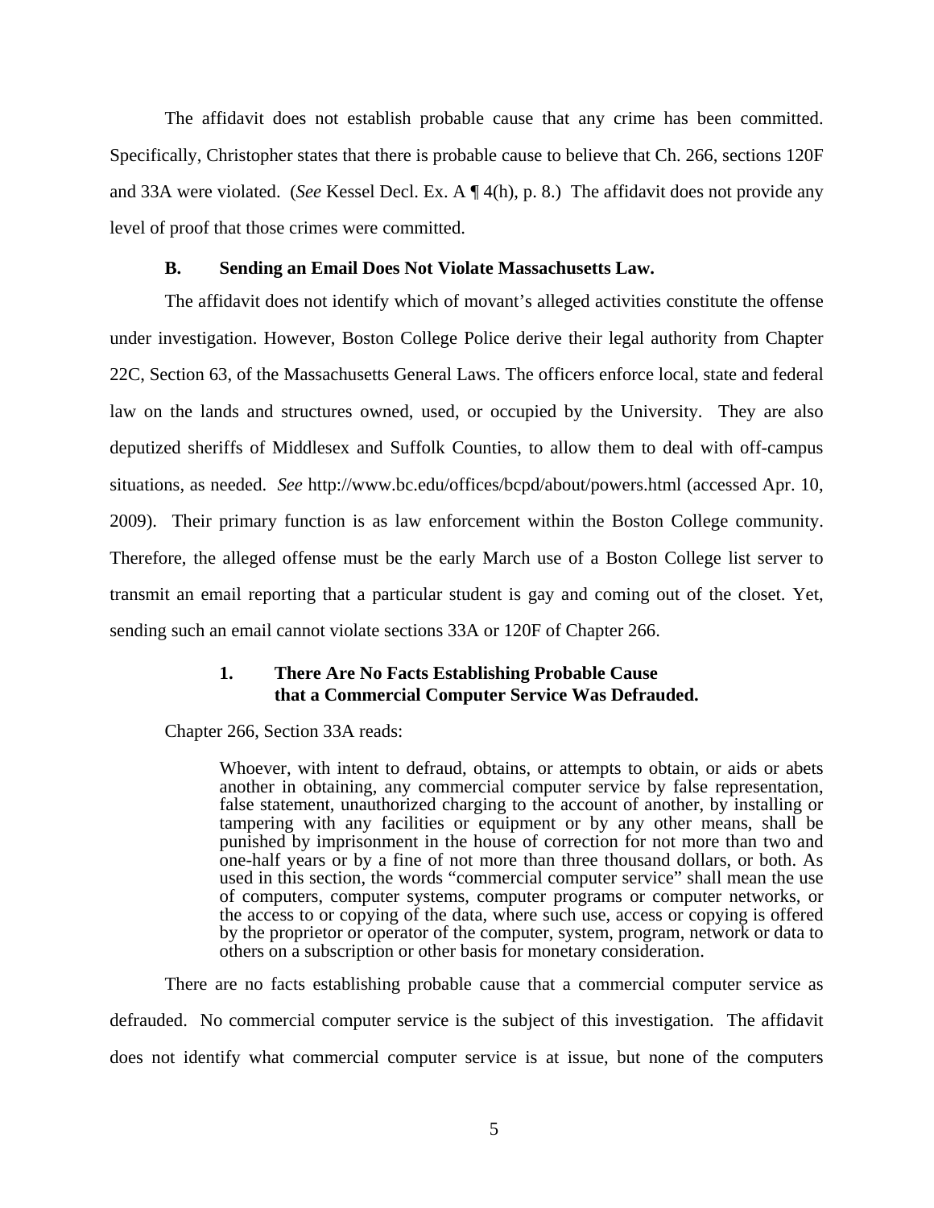The affidavit does not establish probable cause that any crime has been committed. Specifically, Christopher states that there is probable cause to believe that Ch. 266, sections 120F and 33A were violated. (*See* Kessel Decl. Ex. A ¶ 4(h), p. 8.) The affidavit does not provide any level of proof that those crimes were committed.

### B. Sending an Email Does Not Violate Massachusetts Law.

The affidavit does not identify which of movant's alleged activities constitute the offense under investigation. However, Boston College Police derive their legal authority from Chapter 22C, Section 63, of the Massachusetts General Laws. The officers enforce local, state and federal law on the lands and structures owned, used, or occupied by the University. They are also deputized sheriffs of Middlesex and Suffolk Counties, to allow them to deal with off-campus situations, as needed. *See* http://www.bc.edu/offices/bcpd/about/powers.html (accessed Apr. 10, 2009). Their primary function is as law enforcement within the Boston College community. Therefore, the alleged offense must be the early March use of a Boston College list server to transmit an email reporting that a particular student is gay and coming out of the closet. Yet, sending such an email cannot violate sections 33A or 120F of Chapter 266.

#### 1. There Are No Facts Establishing Probable Cause that a Commercial Computer Service Was Defrauded.

Chapter 266, Section 33A reads:

> Whoever, with intent to defraud, obtains, or attempts to obtain, or aids or abets another in obtaining, any commercial computer service by false representation, false statement, unauthorized charging to the account of another, by installing or tampering with any facilities or equipment or by any other means, shall be punished by imprisonment in the house of correction for not more than two and one-half years or by a fine of not more than three thousand dollars, or both. As used in this section, the words "commercial computer service" shall mean the use of computers, computer systems, computer programs or computer networks, or the access to or copying of the data, where such use, access or copying is offered by the proprietor or operator of the computer, system, program, network or data to others on a subscription or other basis for monetary consideration.

There are no facts establishing probable cause that a commercial computer service as defrauded. No commercial computer service is the subject of this investigation. The affidavit does not identify what commercial computer service is at issue, but none of the computers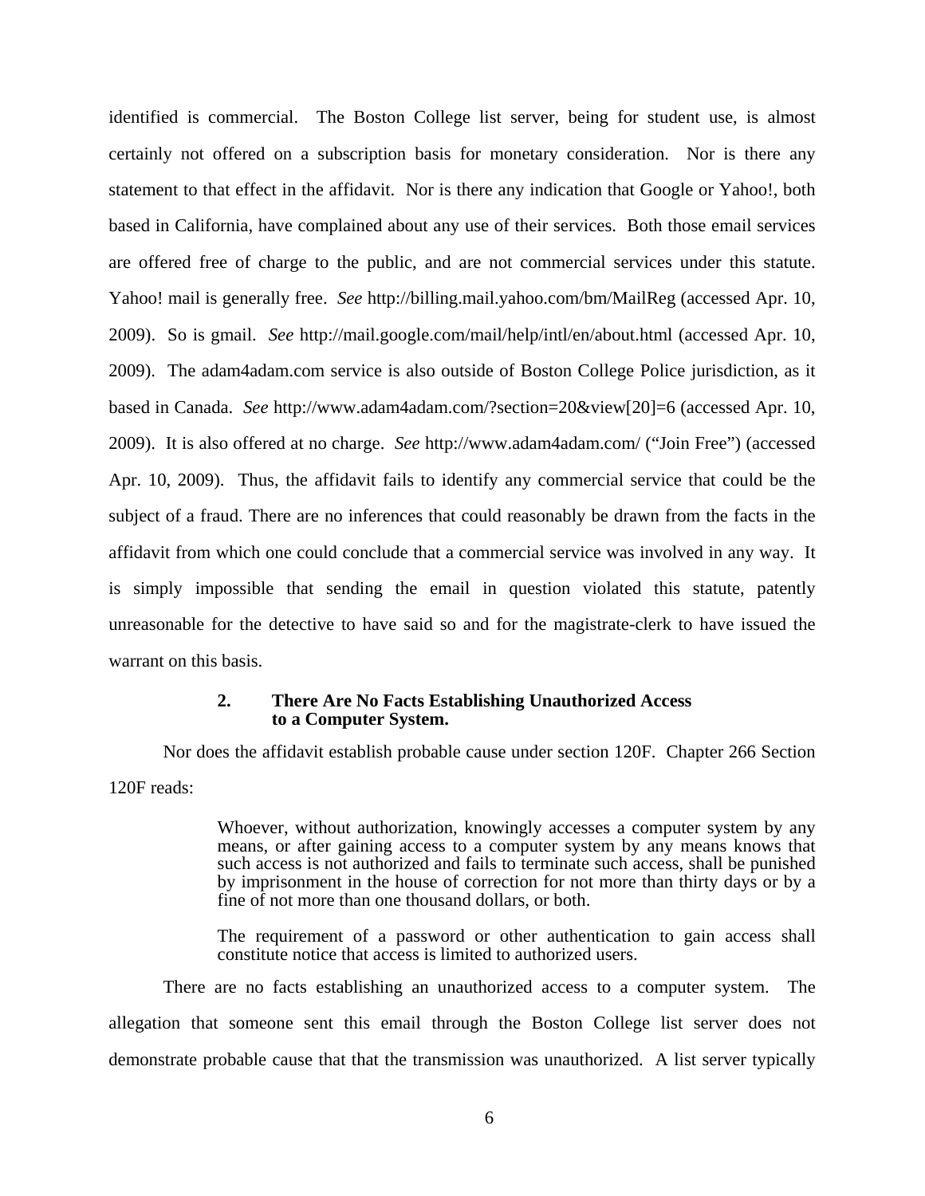identified is commercial. The Boston College list server, being for student use, is almost certainly not offered on a subscription basis for monetary consideration. Nor is there any statement to that effect in the affidavit. Nor is there any indication that Google or Yahoo!, both based in California, have complained about any use of their services. Both those email services are offered free of charge to the public, and are not commercial services under this statute. Yahoo! mail is generally free. *See* http://billing.mail.yahoo.com/bm/MailReg (accessed Apr. 10, 2009). So is gmail. *See* http://mail.google.com/mail/help/intl/en/about.html (accessed Apr. 10, 2009). The adam4adam.com service is also outside of Boston College Police jurisdiction, as it based in Canada. *See* http://www.adam4adam.com/?section=20&view[20]=6 (accessed Apr. 10, 2009). It is also offered at no charge. *See* http://www.adam4adam.com/ ("Join Free") (accessed Apr. 10, 2009). Thus, the affidavit fails to identify any commercial service that could be the subject of a fraud. There are no inferences that could reasonably be drawn from the facts in the affidavit from which one could conclude that a commercial service was involved in any way. It is simply impossible that sending the email in question violated this statute, patently unreasonable for the detective to have said so and for the magistrate-clerk to have issued the warrant on this basis.

### 2. There Are No Facts Establishing Unauthorized Access to a Computer System.

Nor does the affidavit establish probable cause under section 120F. Chapter 266 Section 120F reads:

> Whoever, without authorization, knowingly accesses a computer system by any means, or after gaining access to a computer system by any means knows that such access is not authorized and fails to terminate such access, shall be punished by imprisonment in the house of correction for not more than thirty days or by a fine of not more than one thousand dollars, or both.
>
> The requirement of a password or other authentication to gain access shall constitute notice that access is limited to authorized users.

There are no facts establishing an unauthorized access to a computer system. The allegation that someone sent this email through the Boston College list server does not demonstrate probable cause that that the transmission was unauthorized. A list server typically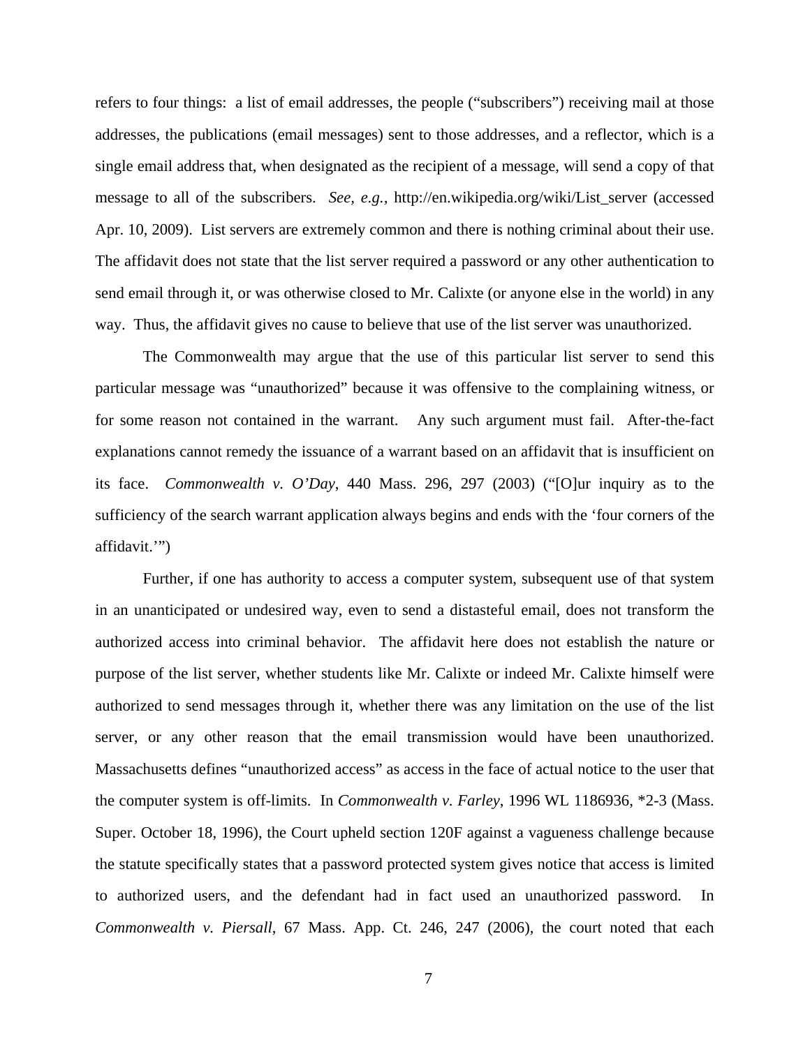refers to four things: a list of email addresses, the people ("subscribers") receiving mail at those addresses, the publications (email messages) sent to those addresses, and a reflector, which is a single email address that, when designated as the recipient of a message, will send a copy of that message to all of the subscribers. *See, e.g.,* http://en.wikipedia.org/wiki/List_server (accessed Apr. 10, 2009). List servers are extremely common and there is nothing criminal about their use. The affidavit does not state that the list server required a password or any other authentication to send email through it, or was otherwise closed to Mr. Calixte (or anyone else in the world) in any way. Thus, the affidavit gives no cause to believe that use of the list server was unauthorized.

The Commonwealth may argue that the use of this particular list server to send this particular message was "unauthorized" because it was offensive to the complaining witness, or for some reason not contained in the warrant. Any such argument must fail. After-the-fact explanations cannot remedy the issuance of a warrant based on an affidavit that is insufficient on its face. *Commonwealth v. O'Day*, 440 Mass. 296, 297 (2003) ("[O]ur inquiry as to the sufficiency of the search warrant application always begins and ends with the 'four corners of the affidavit.'")

Further, if one has authority to access a computer system, subsequent use of that system in an unanticipated or undesired way, even to send a distasteful email, does not transform the authorized access into criminal behavior. The affidavit here does not establish the nature or purpose of the list server, whether students like Mr. Calixte or indeed Mr. Calixte himself were authorized to send messages through it, whether there was any limitation on the use of the list server, or any other reason that the email transmission would have been unauthorized. Massachusetts defines "unauthorized access" as access in the face of actual notice to the user that the computer system is off-limits. In *Commonwealth v. Farley*, 1996 WL 1186936, *2-3 (Mass. Super. October 18, 1996), the Court upheld section 120F against a vagueness challenge because the statute specifically states that a password protected system gives notice that access is limited to authorized users, and the defendant had in fact used an unauthorized password. In *Commonwealth v. Piersall*, 67 Mass. App. Ct. 246, 247 (2006), the court noted that each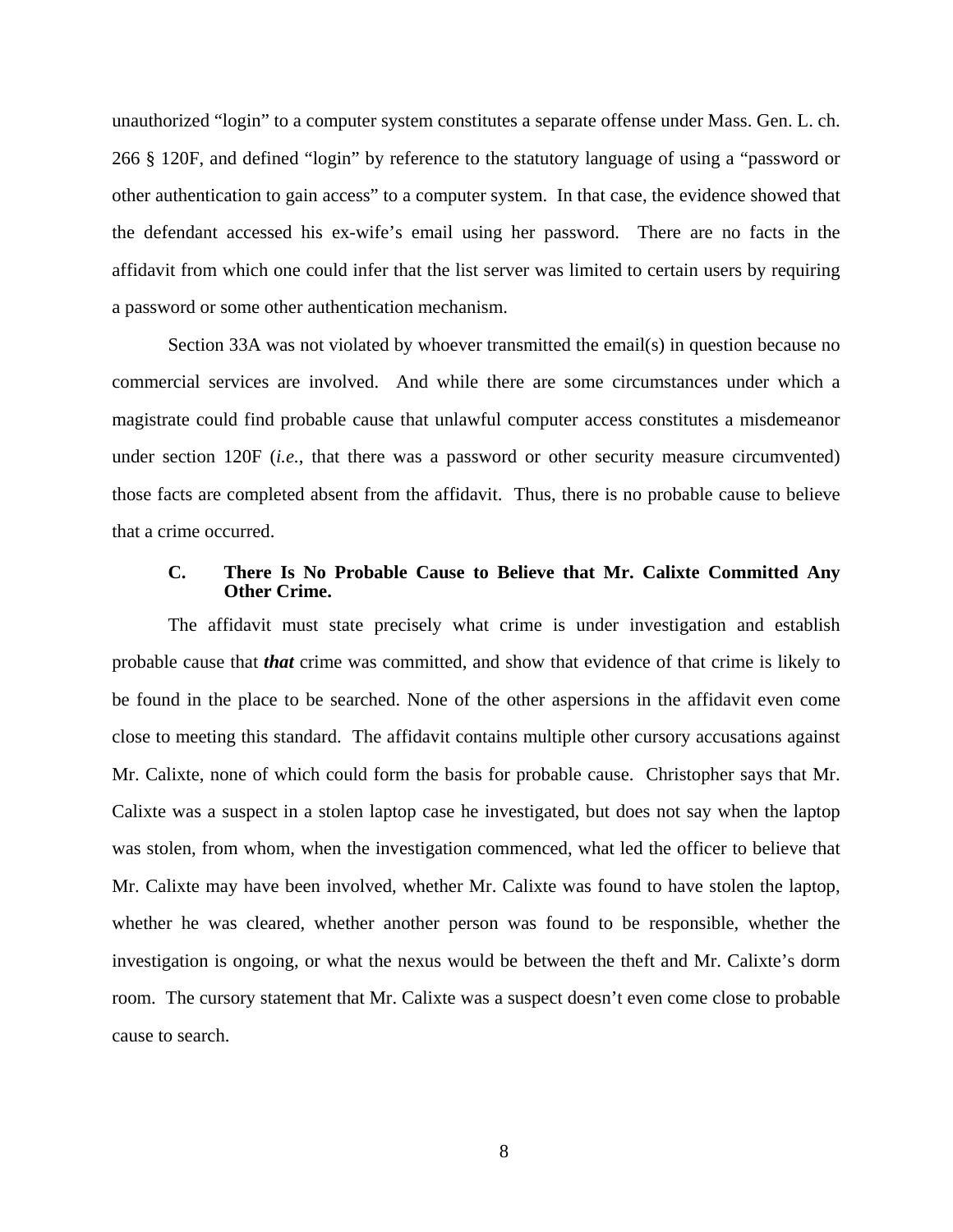unauthorized "login" to a computer system constitutes a separate offense under Mass. Gen. L. ch. 266 § 120F, and defined "login" by reference to the statutory language of using a "password or other authentication to gain access" to a computer system. In that case, the evidence showed that the defendant accessed his ex-wife's email using her password. There are no facts in the affidavit from which one could infer that the list server was limited to certain users by requiring a password or some other authentication mechanism.

Section 33A was not violated by whoever transmitted the email(s) in question because no commercial services are involved. And while there are some circumstances under which a magistrate could find probable cause that unlawful computer access constitutes a misdemeanor under section 120F (*i.e.*, that there was a password or other security measure circumvented) those facts are completed absent from the affidavit. Thus, there is no probable cause to believe that a crime occurred.

### C. There Is No Probable Cause to Believe that Mr. Calixte Committed Any Other Crime.

The affidavit must state precisely what crime is under investigation and establish probable cause that ***that*** crime was committed, and show that evidence of that crime is likely to be found in the place to be searched. None of the other aspersions in the affidavit even come close to meeting this standard. The affidavit contains multiple other cursory accusations against Mr. Calixte, none of which could form the basis for probable cause. Christopher says that Mr. Calixte was a suspect in a stolen laptop case he investigated, but does not say when the laptop was stolen, from whom, when the investigation commenced, what led the officer to believe that Mr. Calixte may have been involved, whether Mr. Calixte was found to have stolen the laptop, whether he was cleared, whether another person was found to be responsible, whether the investigation is ongoing, or what the nexus would be between the theft and Mr. Calixte's dorm room. The cursory statement that Mr. Calixte was a suspect doesn't even come close to probable cause to search.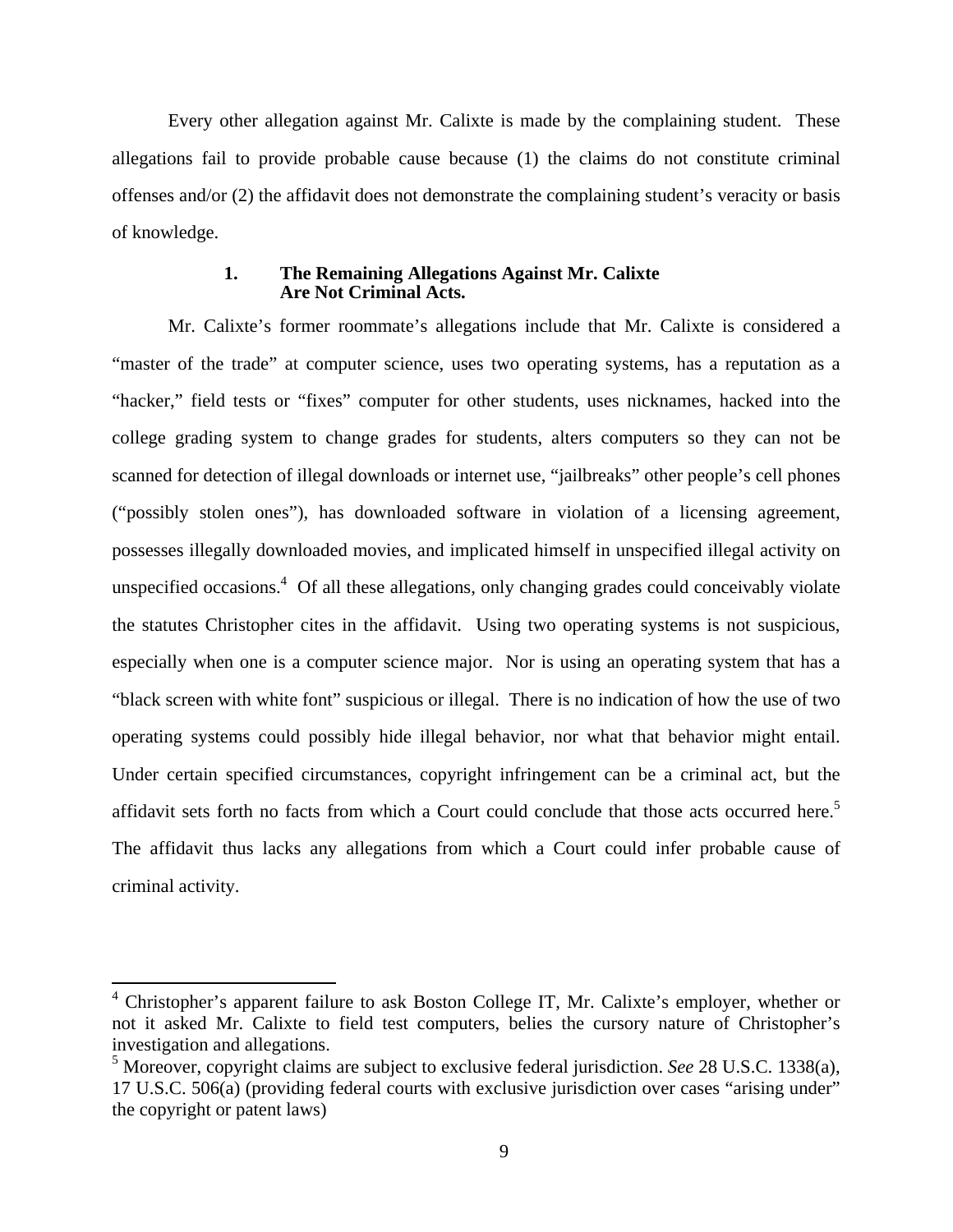Every other allegation against Mr. Calixte is made by the complaining student. These allegations fail to provide probable cause because (1) the claims do not constitute criminal offenses and/or (2) the affidavit does not demonstrate the complaining student's veracity or basis of knowledge.

### 1. The Remaining Allegations Against Mr. Calixte Are Not Criminal Acts.

Mr. Calixte's former roommate's allegations include that Mr. Calixte is considered a "master of the trade" at computer science, uses two operating systems, has a reputation as a "hacker," field tests or "fixes" computer for other students, uses nicknames, hacked into the college grading system to change grades for students, alters computers so they can not be scanned for detection of illegal downloads or internet use, "jailbreaks" other people's cell phones ("possibly stolen ones"), has downloaded software in violation of a licensing agreement, possesses illegally downloaded movies, and implicated himself in unspecified illegal activity on unspecified occasions.[4] Of all these allegations, only changing grades could conceivably violate the statutes Christopher cites in the affidavit. Using two operating systems is not suspicious, especially when one is a computer science major. Nor is using an operating system that has a "black screen with white font" suspicious or illegal. There is no indication of how the use of two operating systems could possibly hide illegal behavior, nor what that behavior might entail. Under certain specified circumstances, copyright infringement can be a criminal act, but the affidavit sets forth no facts from which a Court could conclude that those acts occurred here.[5] The affidavit thus lacks any allegations from which a Court could infer probable cause of criminal activity.

---

[4] Christopher's apparent failure to ask Boston College IT, Mr. Calixte's employer, whether or not it asked Mr. Calixte to field test computers, belies the cursory nature of Christopher's investigation and allegations.

[5] Moreover, copyright claims are subject to exclusive federal jurisdiction. *See* 28 U.S.C. 1338(a), 17 U.S.C. 506(a) (providing federal courts with exclusive jurisdiction over cases "arising under" the copyright or patent laws)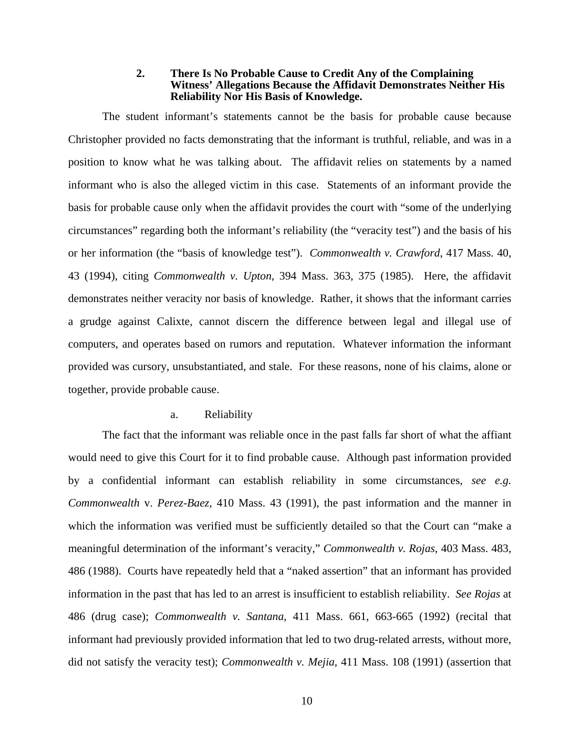### 2. There Is No Probable Cause to Credit Any of the Complaining Witness' Allegations Because the Affidavit Demonstrates Neither His Reliability Nor His Basis of Knowledge.

The student informant's statements cannot be the basis for probable cause because Christopher provided no facts demonstrating that the informant is truthful, reliable, and was in a position to know what he was talking about. The affidavit relies on statements by a named informant who is also the alleged victim in this case. Statements of an informant provide the basis for probable cause only when the affidavit provides the court with "some of the underlying circumstances" regarding both the informant's reliability (the "veracity test") and the basis of his or her information (the "basis of knowledge test"). *Commonwealth v. Crawford*, 417 Mass. 40, 43 (1994), citing *Commonwealth v. Upton*, 394 Mass. 363, 375 (1985). Here, the affidavit demonstrates neither veracity nor basis of knowledge. Rather, it shows that the informant carries a grudge against Calixte, cannot discern the difference between legal and illegal use of computers, and operates based on rumors and reputation. Whatever information the informant provided was cursory, unsubstantiated, and stale. For these reasons, none of his claims, alone or together, provide probable cause.

#### a. Reliability

The fact that the informant was reliable once in the past falls far short of what the affiant would need to give this Court for it to find probable cause. Although past information provided by a confidential informant can establish reliability in some circumstances, *see e.g. Commonwealth* v. *Perez-Baez*, 410 Mass. 43 (1991), the past information and the manner in which the information was verified must be sufficiently detailed so that the Court can "make a meaningful determination of the informant's veracity," *Commonwealth v. Rojas*, 403 Mass. 483, 486 (1988). Courts have repeatedly held that a "naked assertion" that an informant has provided information in the past that has led to an arrest is insufficient to establish reliability. *See Rojas* at 486 (drug case); *Commonwealth v. Santana*, 411 Mass. 661, 663-665 (1992) (recital that informant had previously provided information that led to two drug-related arrests, without more, did not satisfy the veracity test); *Commonwealth v. Mejia*, 411 Mass. 108 (1991) (assertion that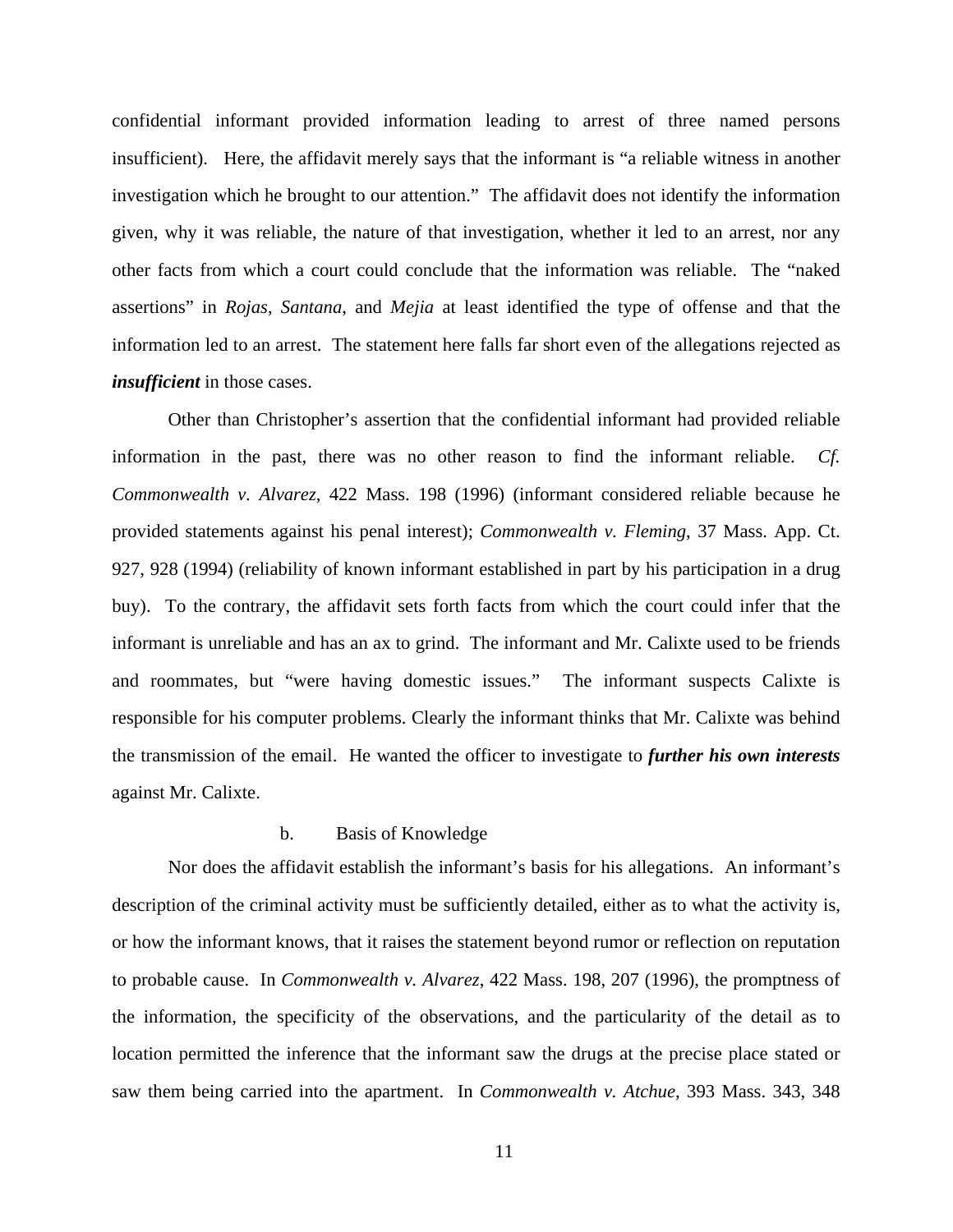confidential informant provided information leading to arrest of three named persons insufficient). Here, the affidavit merely says that the informant is "a reliable witness in another investigation which he brought to our attention." The affidavit does not identify the information given, why it was reliable, the nature of that investigation, whether it led to an arrest, nor any other facts from which a court could conclude that the information was reliable. The "naked assertions" in *Rojas*, *Santana*, and *Mejia* at least identified the type of offense and that the information led to an arrest. The statement here falls far short even of the allegations rejected as ***insufficient*** in those cases.

Other than Christopher's assertion that the confidential informant had provided reliable information in the past, there was no other reason to find the informant reliable. *Cf. Commonwealth v. Alvarez*, 422 Mass. 198 (1996) (informant considered reliable because he provided statements against his penal interest); *Commonwealth v. Fleming*, 37 Mass. App. Ct. 927, 928 (1994) (reliability of known informant established in part by his participation in a drug buy). To the contrary, the affidavit sets forth facts from which the court could infer that the informant is unreliable and has an ax to grind. The informant and Mr. Calixte used to be friends and roommates, but "were having domestic issues." The informant suspects Calixte is responsible for his computer problems. Clearly the informant thinks that Mr. Calixte was behind the transmission of the email. He wanted the officer to investigate to ***further his own interests*** against Mr. Calixte.

b. Basis of Knowledge

Nor does the affidavit establish the informant's basis for his allegations. An informant's description of the criminal activity must be sufficiently detailed, either as to what the activity is, or how the informant knows, that it raises the statement beyond rumor or reflection on reputation to probable cause. In *Commonwealth v. Alvarez*, 422 Mass. 198, 207 (1996), the promptness of the information, the specificity of the observations, and the particularity of the detail as to location permitted the inference that the informant saw the drugs at the precise place stated or saw them being carried into the apartment. In *Commonwealth v. Atchue*, 393 Mass. 343, 348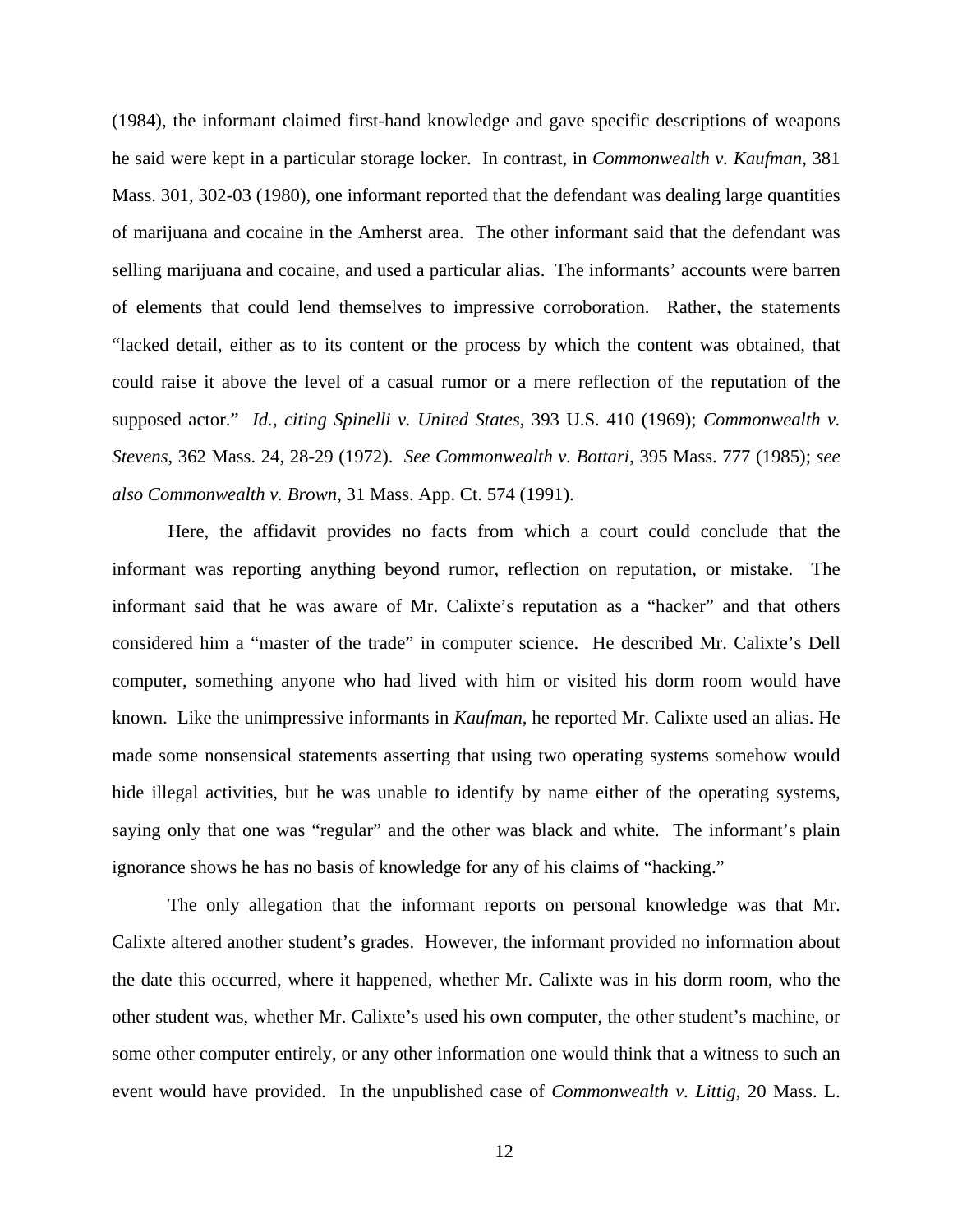(1984), the informant claimed first-hand knowledge and gave specific descriptions of weapons he said were kept in a particular storage locker. In contrast, in *Commonwealth v. Kaufman*, 381 Mass. 301, 302-03 (1980), one informant reported that the defendant was dealing large quantities of marijuana and cocaine in the Amherst area. The other informant said that the defendant was selling marijuana and cocaine, and used a particular alias. The informants' accounts were barren of elements that could lend themselves to impressive corroboration. Rather, the statements "lacked detail, either as to its content or the process by which the content was obtained, that could raise it above the level of a casual rumor or a mere reflection of the reputation of the supposed actor." *Id.*, *citing Spinelli v. United States*, 393 U.S. 410 (1969); *Commonwealth v. Stevens*, 362 Mass. 24, 28-29 (1972). *See Commonwealth v. Bottari*, 395 Mass. 777 (1985); *see also Commonwealth v. Brown*, 31 Mass. App. Ct. 574 (1991).

Here, the affidavit provides no facts from which a court could conclude that the informant was reporting anything beyond rumor, reflection on reputation, or mistake. The informant said that he was aware of Mr. Calixte's reputation as a "hacker" and that others considered him a "master of the trade" in computer science. He described Mr. Calixte's Dell computer, something anyone who had lived with him or visited his dorm room would have known. Like the unimpressive informants in *Kaufman*, he reported Mr. Calixte used an alias. He made some nonsensical statements asserting that using two operating systems somehow would hide illegal activities, but he was unable to identify by name either of the operating systems, saying only that one was "regular" and the other was black and white. The informant's plain ignorance shows he has no basis of knowledge for any of his claims of "hacking."

The only allegation that the informant reports on personal knowledge was that Mr. Calixte altered another student's grades. However, the informant provided no information about the date this occurred, where it happened, whether Mr. Calixte was in his dorm room, who the other student was, whether Mr. Calixte's used his own computer, the other student's machine, or some other computer entirely, or any other information one would think that a witness to such an event would have provided. In the unpublished case of *Commonwealth v. Littig*, 20 Mass. L.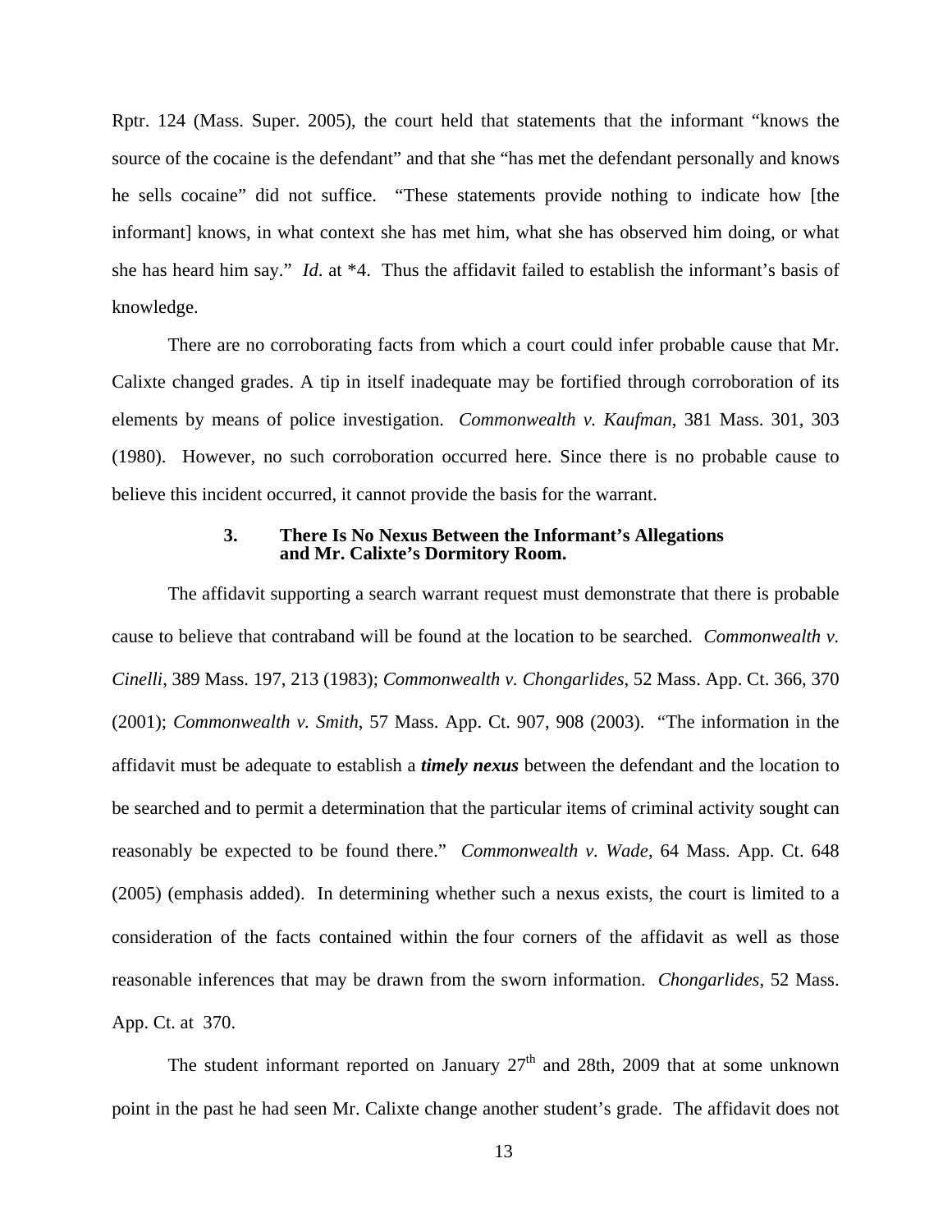Rptr. 124 (Mass. Super. 2005), the court held that statements that the informant "knows the source of the cocaine is the defendant" and that she "has met the defendant personally and knows he sells cocaine" did not suffice. "These statements provide nothing to indicate how [the informant] knows, in what context she has met him, what she has observed him doing, or what she has heard him say." *Id*. at *4. Thus the affidavit failed to establish the informant's basis of knowledge.

There are no corroborating facts from which a court could infer probable cause that Mr. Calixte changed grades. A tip in itself inadequate may be fortified through corroboration of its elements by means of police investigation. *Commonwealth v. Kaufman*, 381 Mass. 301, 303 (1980). However, no such corroboration occurred here. Since there is no probable cause to believe this incident occurred, it cannot provide the basis for the warrant.

### 3. There Is No Nexus Between the Informant's Allegations and Mr. Calixte's Dormitory Room.

The affidavit supporting a search warrant request must demonstrate that there is probable cause to believe that contraband will be found at the location to be searched. *Commonwealth v. Cinelli*, 389 Mass. 197, 213 (1983); *Commonwealth v. Chongarlides*, 52 Mass. App. Ct. 366, 370 (2001); *Commonwealth v. Smith*, 57 Mass. App. Ct. 907, 908 (2003). "The information in the affidavit must be adequate to establish a ***timely nexus*** between the defendant and the location to be searched and to permit a determination that the particular items of criminal activity sought can reasonably be expected to be found there." *Commonwealth v. Wade*, 64 Mass. App. Ct. 648 (2005) (emphasis added). In determining whether such a nexus exists, the court is limited to a consideration of the facts contained within the four corners of the affidavit as well as those reasonable inferences that may be drawn from the sworn information. *Chongarlides*, 52 Mass. App. Ct. at 370.

The student informant reported on January 27th and 28th, 2009 that at some unknown point in the past he had seen Mr. Calixte change another student's grade. The affidavit does not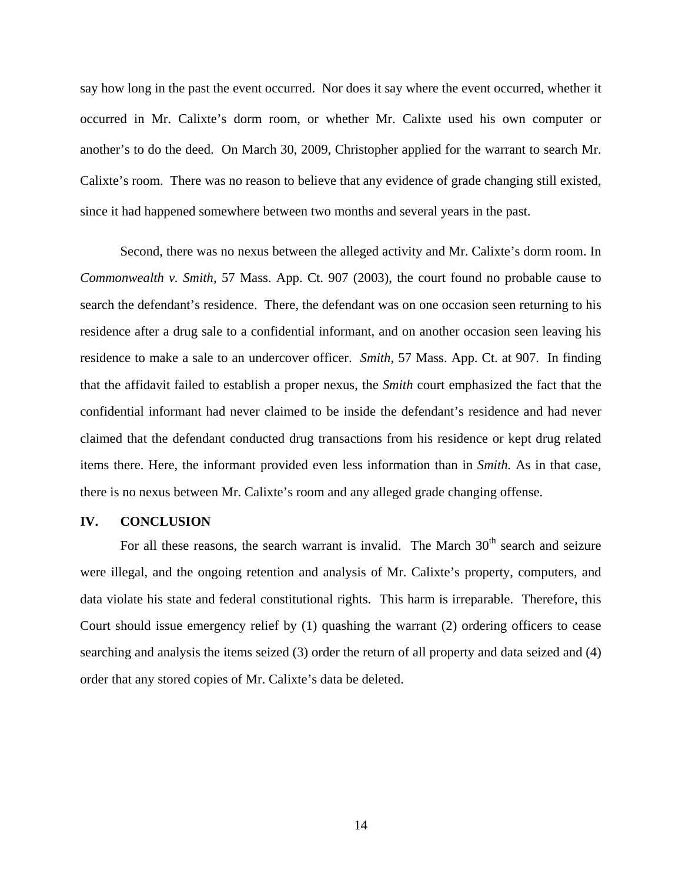say how long in the past the event occurred. Nor does it say where the event occurred, whether it occurred in Mr. Calixte's dorm room, or whether Mr. Calixte used his own computer or another's to do the deed. On March 30, 2009, Christopher applied for the warrant to search Mr. Calixte's room. There was no reason to believe that any evidence of grade changing still existed, since it had happened somewhere between two months and several years in the past.

Second, there was no nexus between the alleged activity and Mr. Calixte's dorm room. In *Commonwealth v. Smith*, 57 Mass. App. Ct. 907 (2003), the court found no probable cause to search the defendant's residence. There, the defendant was on one occasion seen returning to his residence after a drug sale to a confidential informant, and on another occasion seen leaving his residence to make a sale to an undercover officer. *Smith*, 57 Mass. App. Ct. at 907. In finding that the affidavit failed to establish a proper nexus, the *Smith* court emphasized the fact that the confidential informant had never claimed to be inside the defendant's residence and had never claimed that the defendant conducted drug transactions from his residence or kept drug related items there. Here, the informant provided even less information than in *Smith.* As in that case, there is no nexus between Mr. Calixte's room and any alleged grade changing offense.

## IV. CONCLUSION

For all these reasons, the search warrant is invalid. The March 30th search and seizure were illegal, and the ongoing retention and analysis of Mr. Calixte's property, computers, and data violate his state and federal constitutional rights. This harm is irreparable. Therefore, this Court should issue emergency relief by (1) quashing the warrant (2) ordering officers to cease searching and analysis the items seized (3) order the return of all property and data seized and (4) order that any stored copies of Mr. Calixte's data be deleted.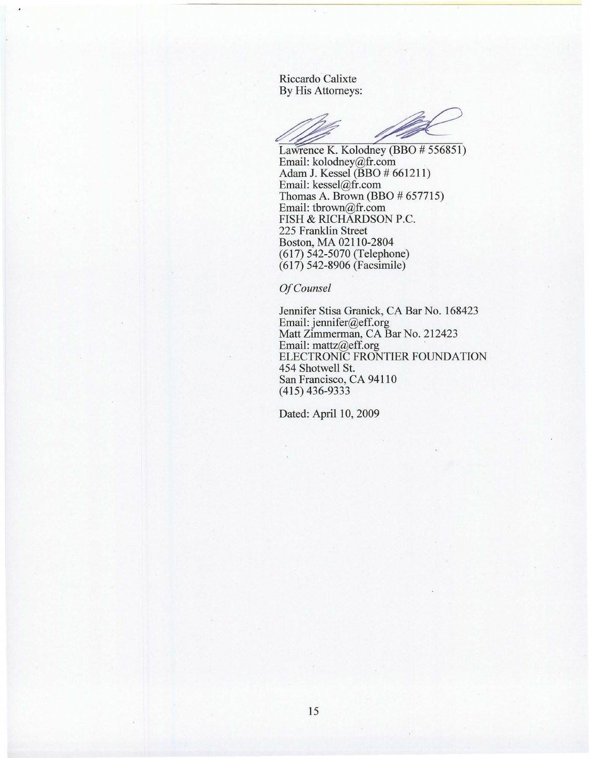Riccardo Calixte
By His Attorneys:

Lawrence K. Kolodney (BBO # 556851)
Email: kolodney@fr.com
Adam J. Kessel (BBO # 661211)
Email: kessel@fr.com
Thomas A. Brown (BBO # 657715)
Email: tbrown@fr.com
FISH & RICHARDSON P.C.
225 Franklin Street
Boston, MA 02110-2804
(617) 542-5070 (Telephone)
(617) 542-8906 (Facsimile)

*Of Counsel*

Jennifer Stisa Granick, CA Bar No. 168423
Email: jennifer@eff.org
Matt Zimmerman, CA Bar No. 212423
Email: mattz@eff.org
ELECTRONIC FRONTIER FOUNDATION
454 Shotwell St.
San Francisco, CA 94110
(415) 436-9333

Dated: April 10, 2009